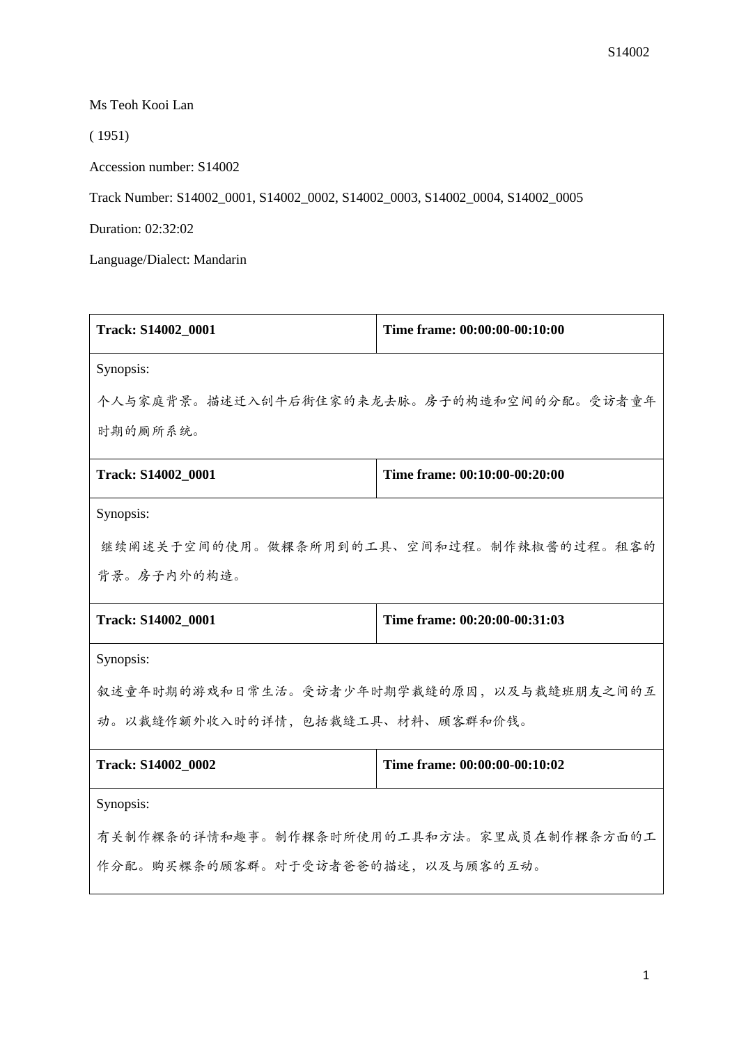Ms Teoh Kooi Lan

( 1951)

Accession number: S14002

Track Number: S14002_0001, S14002_0002, S14002_0003, S14002_0004, S14002_0005

Duration: 02:32:02

Language/Dialect: Mandarin

| **Track: S14002_0001** | **Time frame: 00:00:00-00:10:00** |
|---|---|
| Synopsis:<br>个人与家庭背景。描述迁入剑牛后街住家的来龙去脉。房子的构造和空间的分配。受访者童年时期的厕所系统。 | |
| **Track: S14002_0001** | **Time frame: 00:10:00-00:20:00** |
| Synopsis:<br>继续阐述关于空间的使用。做粿条所用到的工具、空间和过程。制作辣椒酱的过程。租客的背景。房子内外的构造。 | |
| **Track: S14002_0001** | **Time frame: 00:20:00-00:31:03** |
| Synopsis:<br>叙述童年时期的游戏和日常生活。受访者少年时期学裁缝的原因，以及与裁缝班朋友之间的互动。以裁缝作额外收入时的详情，包括裁缝工具、材料、顾客群和价钱。 | |
| **Track: S14002_0002** | **Time frame: 00:00:00-00:10:02** |
| Synopsis:<br>有关制作粿条的详情和趣事。制作粿条时所使用的工具和方法。家里成员在制作粿条方面的工作分配。购买粿条的顾客群。对于受访者爸爸的描述，以及与顾客的互动。 | |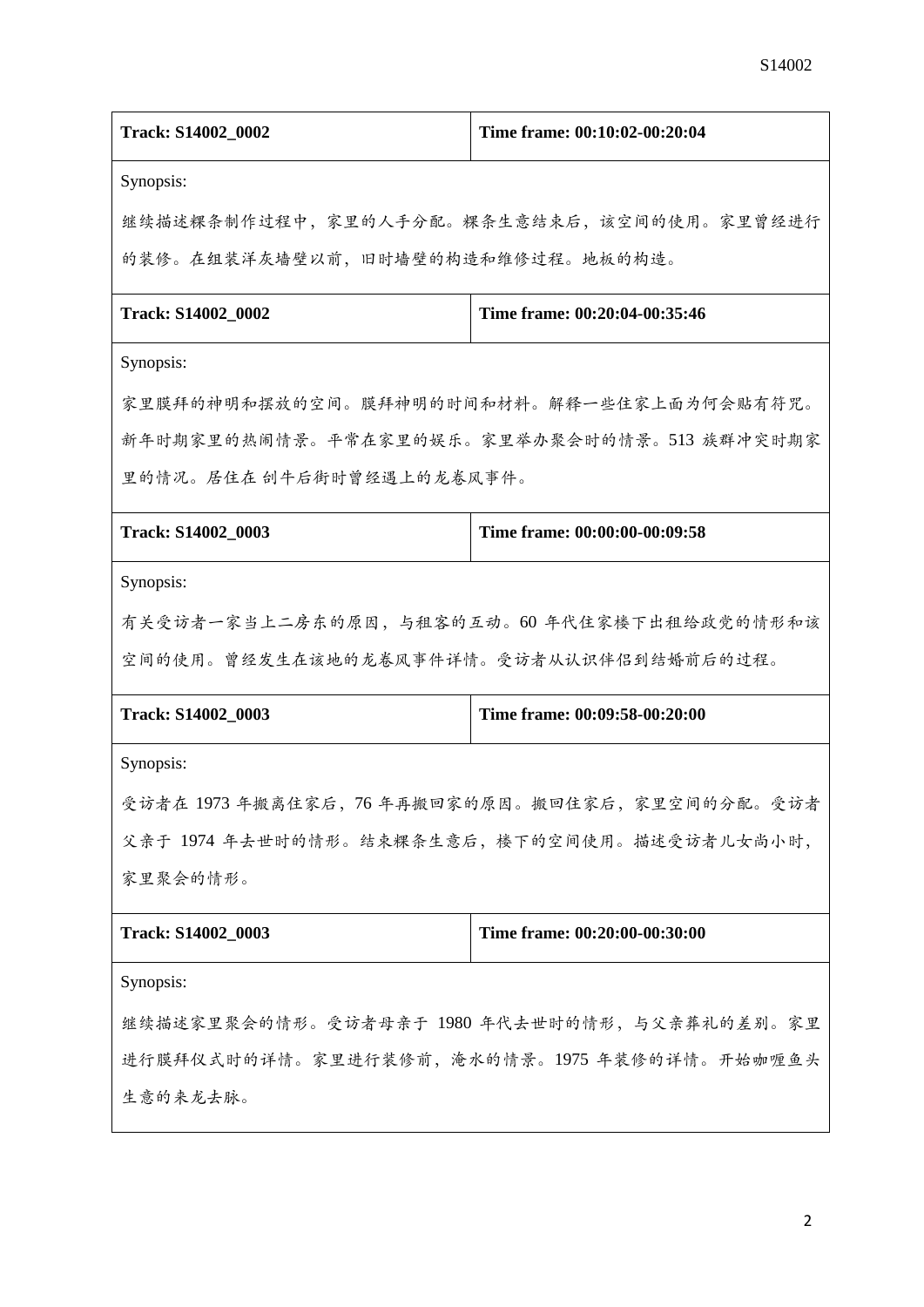| Track: S14002_0002 | Time frame: 00:10:02-00:20:04 |
| --- | --- |
| Synopsis:<br>继续描述粿条制作过程中，家里的人手分配。粿条生意结束后，该空间的使用。家里曾经进行的装修。在组装洋灰墙壁以前，旧时墙壁的构造和维修过程。地板的构造。 | |

| Track: S14002_0002 | Time frame: 00:20:04-00:35:46 |
| --- | --- |
| Synopsis:<br>家里膜拜的神明和摆放的空间。膜拜神明的时间和材料。解释一些住家上面为何会贴有符咒。新年时期家里的热闹情景。平常在家里的娱乐。家里举办聚会时的情景。513 族群冲突时期家里的情况。居住在 剑牛后街时曾经遇上的龙卷风事件。 | |

| Track: S14002_0003 | Time frame: 00:00:00-00:09:58 |
| --- | --- |
| Synopsis:<br>有关受访者一家当上二房东的原因，与租客的互动。60 年代住家楼下出租给政党的情形和该空间的使用。曾经发生在该地的龙卷风事件详情。受访者从认识伴侣到结婚前后的过程。 | |

| Track: S14002_0003 | Time frame: 00:09:58-00:20:00 |
| --- | --- |
| Synopsis:<br>受访者在 1973 年搬离住家后，76 年再搬回家的原因。搬回住家后，家里空间的分配。受访者父亲于 1974 年去世时的情形。结束粿条生意后，楼下的空间使用。描述受访者儿女尚小时，家里聚会的情形。 | |

| Track: S14002_0003 | Time frame: 00:20:00-00:30:00 |
| --- | --- |
| Synopsis:<br>继续描述家里聚会的情形。受访者母亲于 1980 年代去世时的情形，与父亲葬礼的差别。家里进行膜拜仪式时的详情。家里进行装修前，淹水的情景。1975 年装修的详情。开始咖喱鱼头生意的来龙去脉。 | |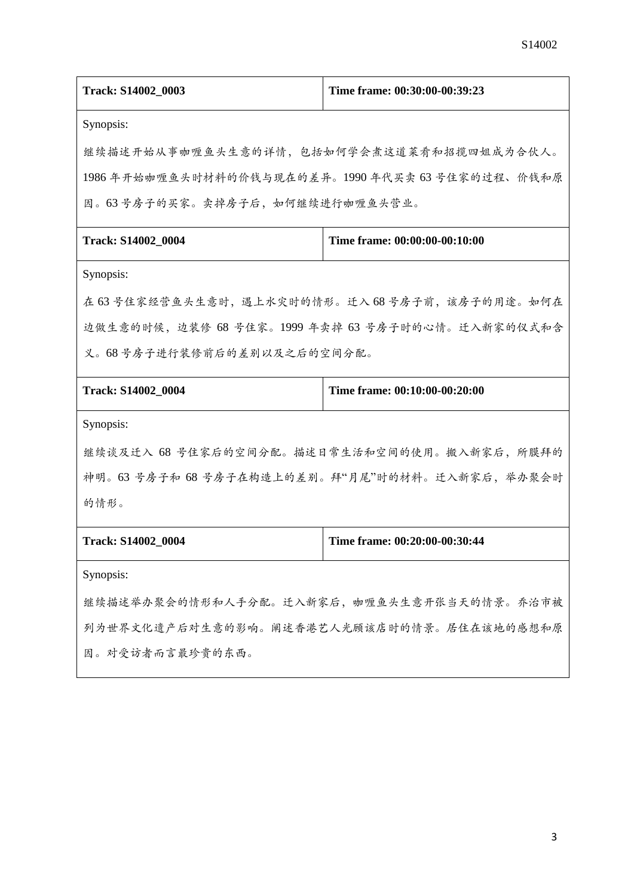| Track: S14002_0003 | Time frame: 00:30:00-00:39:23 |
| --- | --- |
| Synopsis:<br>继续描述开始从事咖喱鱼头生意的详情，包括如何学会煮这道菜肴和招揽四姐成为合伙人。1986 年开始咖喱鱼头时材料的价钱与现在的差异。1990 年代买卖 63 号住家的过程、价钱和原因。63 号房子的买家。卖掉房子后，如何继续进行咖喱鱼头营业。 | |

| Track: S14002_0004 | Time frame: 00:00:00-00:10:00 |
| --- | --- |
| Synopsis:<br>在 63 号住家经营鱼头生意时，遇上水灾时的情形。迁入 68 号房子前，该房子的用途。如何在边做生意的时候，边装修 68 号住家。1999 年卖掉 63 号房子时的心情。迁入新家的仪式和含义。68 号房子进行装修前后的差别以及之后的空间分配。 | |

| Track: S14002_0004 | Time frame: 00:10:00-00:20:00 |
| --- | --- |
| Synopsis:<br>继续谈及迁入 68 号住家后的空间分配。描述日常生活和空间的使用。搬入新家后，所膜拜的神明。63 号房子和 68 号房子在构造上的差别。拜"月尾"时的材料。迁入新家后，举办聚会时的情形。 | |

| Track: S14002_0004 | Time frame: 00:20:00-00:30:44 |
| --- | --- |
| Synopsis:<br>继续描述举办聚会的情形和人手分配。迁入新家后，咖喱鱼头生意开张当天的情景。乔治市被列为世界文化遗产后对生意的影响。阐述香港艺人光顾该店时的情景。居住在该地的感想和原因。对受访者而言最珍贵的东西。 | |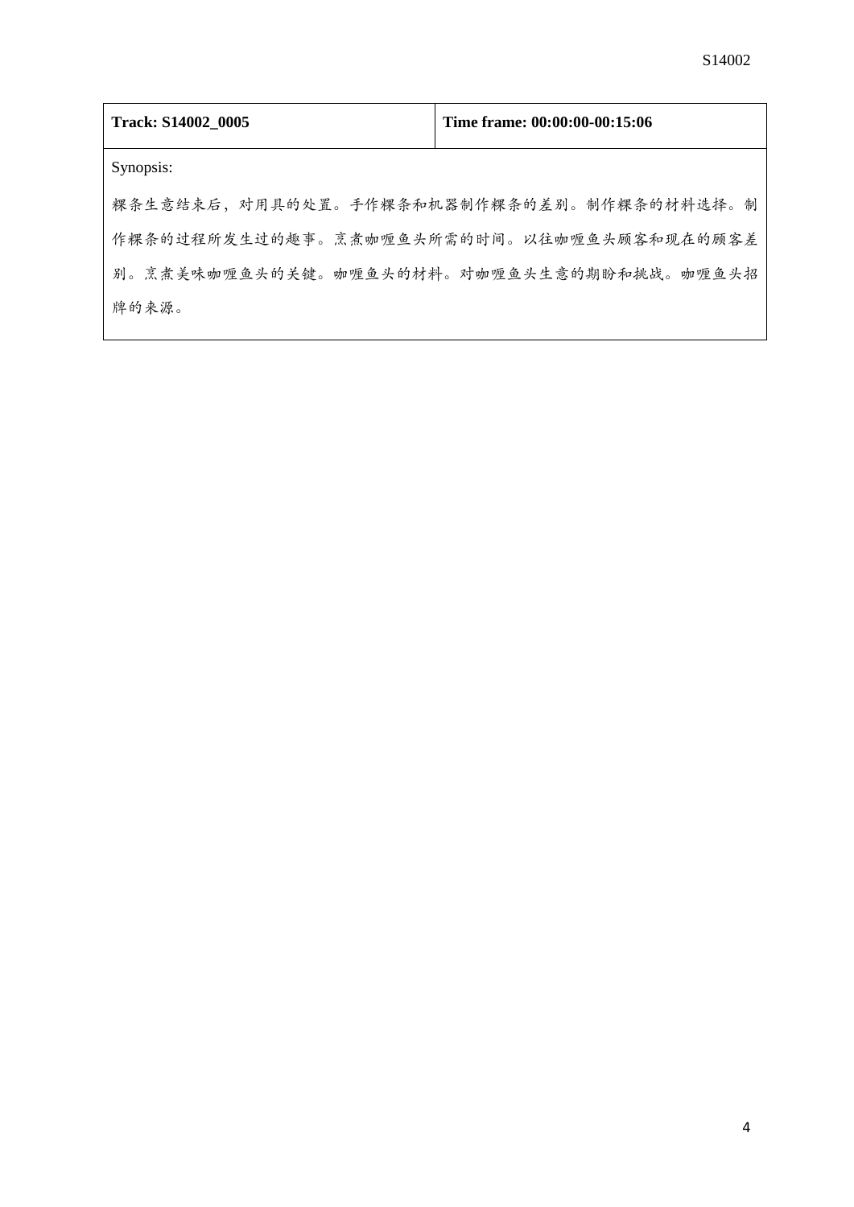| Track: S14002_0005 | Time frame: 00:00:00-00:15:06 |
| --- | --- |
| Synopsis:<br>粿条生意结束后，对用具的处置。手作粿条和机器制作粿条的差别。制作粿条的材料选择。制作粿条的过程所发生过的趣事。烹煮咖喱鱼头所需的时间。以往咖喱鱼头顾客和现在的顾客差别。烹煮美味咖喱鱼头的关键。咖喱鱼头的材料。对咖喱鱼头生意的期盼和挑战。咖喱鱼头招牌的来源。 | |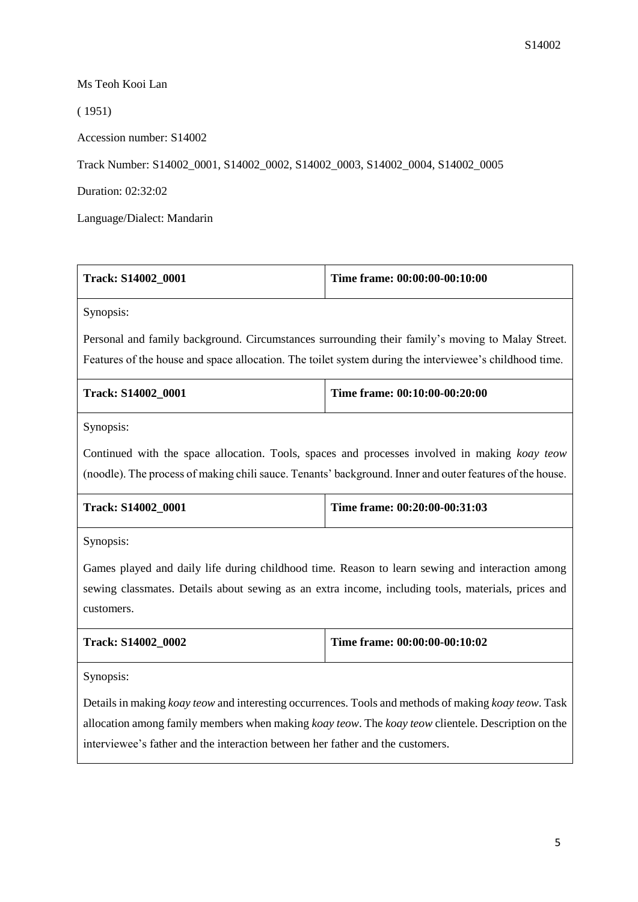Ms Teoh Kooi Lan

( 1951)

Accession number: S14002

Track Number: S14002_0001, S14002_0002, S14002_0003, S14002_0004, S14002_0005

Duration: 02:32:02

Language/Dialect: Mandarin

| Track: S14002_0001 | Time frame: 00:00:00-00:10:00 |
|---|---|
| Synopsis:<br><br>Personal and family background. Circumstances surrounding their family's moving to Malay Street. Features of the house and space allocation. The toilet system during the interviewee's childhood time. | |

| Track: S14002_0001 | Time frame: 00:10:00-00:20:00 |
|---|---|
| Synopsis:<br><br>Continued with the space allocation. Tools, spaces and processes involved in making *koay teow* (noodle). The process of making chili sauce. Tenants' background. Inner and outer features of the house. | |

| Track: S14002_0001 | Time frame: 00:20:00-00:31:03 |
|---|---|
| Synopsis:<br><br>Games played and daily life during childhood time. Reason to learn sewing and interaction among sewing classmates. Details about sewing as an extra income, including tools, materials, prices and customers. | |

| Track: S14002_0002 | Time frame: 00:00:00-00:10:02 |
|---|---|
| Synopsis:<br><br>Details in making *koay teow* and interesting occurrences. Tools and methods of making *koay teow*. Task allocation among family members when making *koay teow*. The *koay teow* clientele. Description on the interviewee's father and the interaction between her father and the customers. | |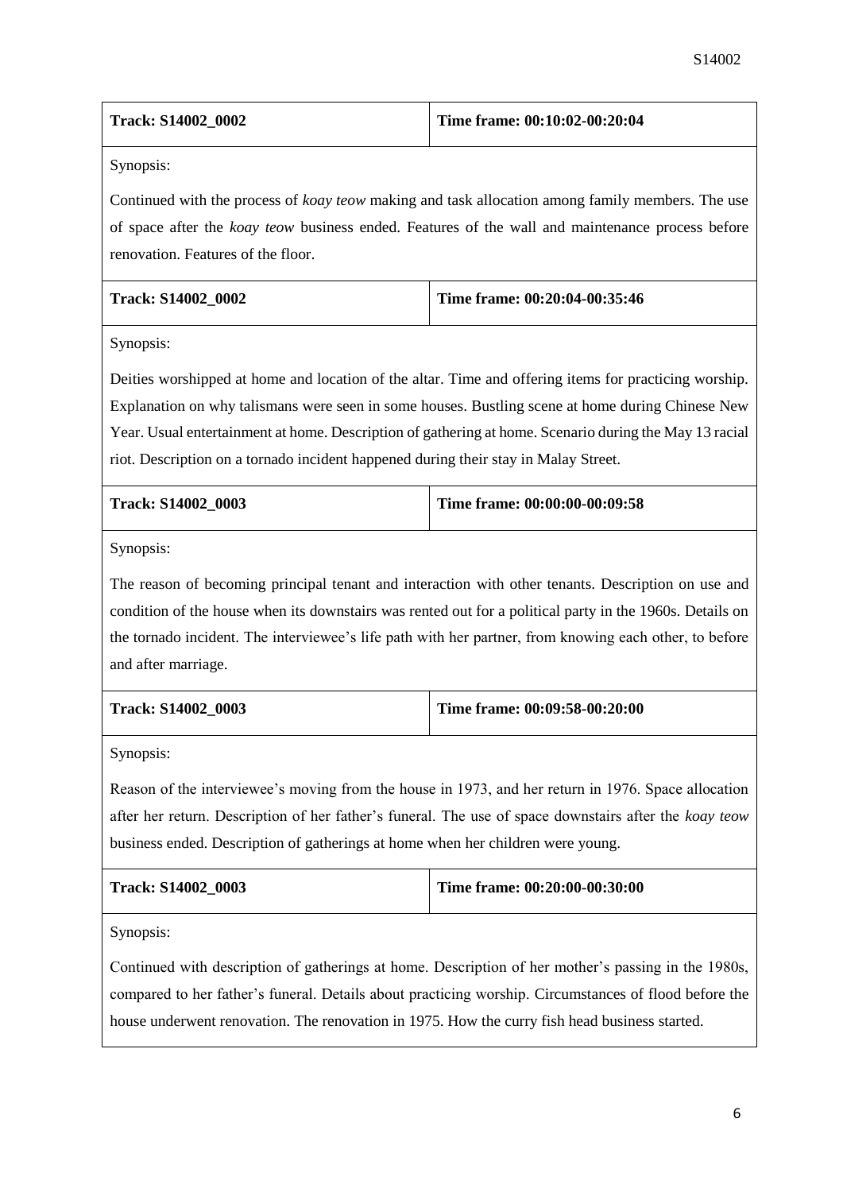| **Track: S14002_0002** | **Time frame: 00:10:02-00:20:04** |
| --- | --- |
| Synopsis:<br>Continued with the process of *koay teow* making and task allocation among family members. The use of space after the *koay teow* business ended. Features of the wall and maintenance process before renovation. Features of the floor. | |

| **Track: S14002_0002** | **Time frame: 00:20:04-00:35:46** |
| --- | --- |
| Synopsis:<br>Deities worshipped at home and location of the altar. Time and offering items for practicing worship. Explanation on why talismans were seen in some houses. Bustling scene at home during Chinese New Year. Usual entertainment at home. Description of gathering at home. Scenario during the May 13 racial riot. Description on a tornado incident happened during their stay in Malay Street. | |

| **Track: S14002_0003** | **Time frame: 00:00:00-00:09:58** |
| --- | --- |
| Synopsis:<br>The reason of becoming principal tenant and interaction with other tenants. Description on use and condition of the house when its downstairs was rented out for a political party in the 1960s. Details on the tornado incident. The interviewee's life path with her partner, from knowing each other, to before and after marriage. | |

| **Track: S14002_0003** | **Time frame: 00:09:58-00:20:00** |
| --- | --- |
| Synopsis:<br>Reason of the interviewee's moving from the house in 1973, and her return in 1976. Space allocation after her return. Description of her father's funeral. The use of space downstairs after the *koay teow* business ended. Description of gatherings at home when her children were young. | |

| **Track: S14002_0003** | **Time frame: 00:20:00-00:30:00** |
| --- | --- |
| Synopsis:<br>Continued with description of gatherings at home. Description of her mother's passing in the 1980s, compared to her father's funeral. Details about practicing worship. Circumstances of flood before the house underwent renovation. The renovation in 1975. How the curry fish head business started. | |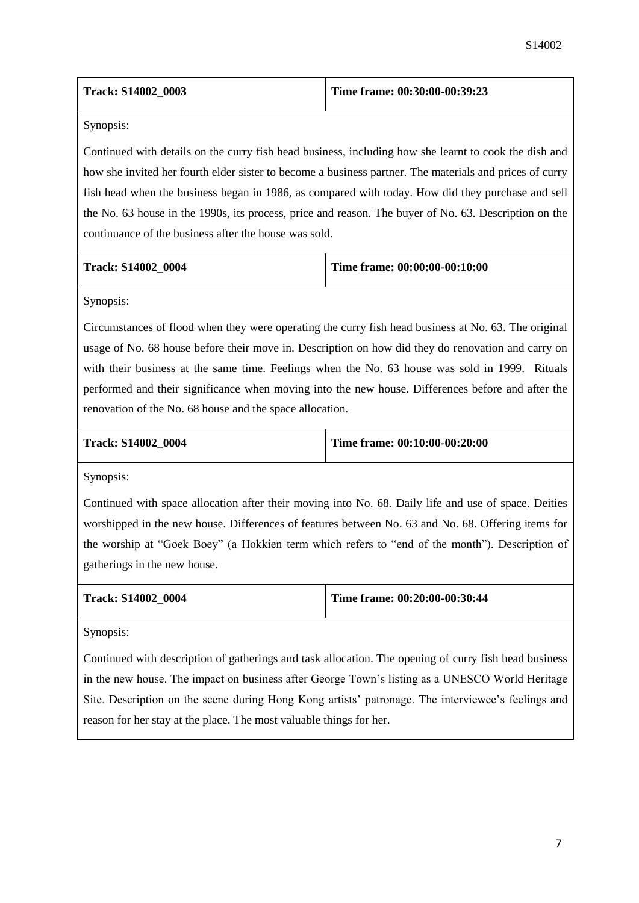| Track: S14002_0003 | Time frame: 00:30:00-00:39:23 |
|---|---|

Synopsis:

Continued with details on the curry fish head business, including how she learnt to cook the dish and how she invited her fourth elder sister to become a business partner. The materials and prices of curry fish head when the business began in 1986, as compared with today. How did they purchase and sell the No. 63 house in the 1990s, its process, price and reason. The buyer of No. 63. Description on the continuance of the business after the house was sold.

| Track: S14002_0004 | Time frame: 00:00:00-00:10:00 |
|---|---|

Synopsis:

Circumstances of flood when they were operating the curry fish head business at No. 63. The original usage of No. 68 house before their move in. Description on how did they do renovation and carry on with their business at the same time. Feelings when the No. 63 house was sold in 1999. Rituals performed and their significance when moving into the new house. Differences before and after the renovation of the No. 68 house and the space allocation.

| Track: S14002_0004 | Time frame: 00:10:00-00:20:00 |
|---|---|

Synopsis:

Continued with space allocation after their moving into No. 68. Daily life and use of space. Deities worshipped in the new house. Differences of features between No. 63 and No. 68. Offering items for the worship at "Goek Boey" (a Hokkien term which refers to "end of the month"). Description of gatherings in the new house.

| Track: S14002_0004 | Time frame: 00:20:00-00:30:44 |
|---|---|

Synopsis:

Continued with description of gatherings and task allocation. The opening of curry fish head business in the new house. The impact on business after George Town's listing as a UNESCO World Heritage Site. Description on the scene during Hong Kong artists' patronage. The interviewee's feelings and reason for her stay at the place. The most valuable things for her.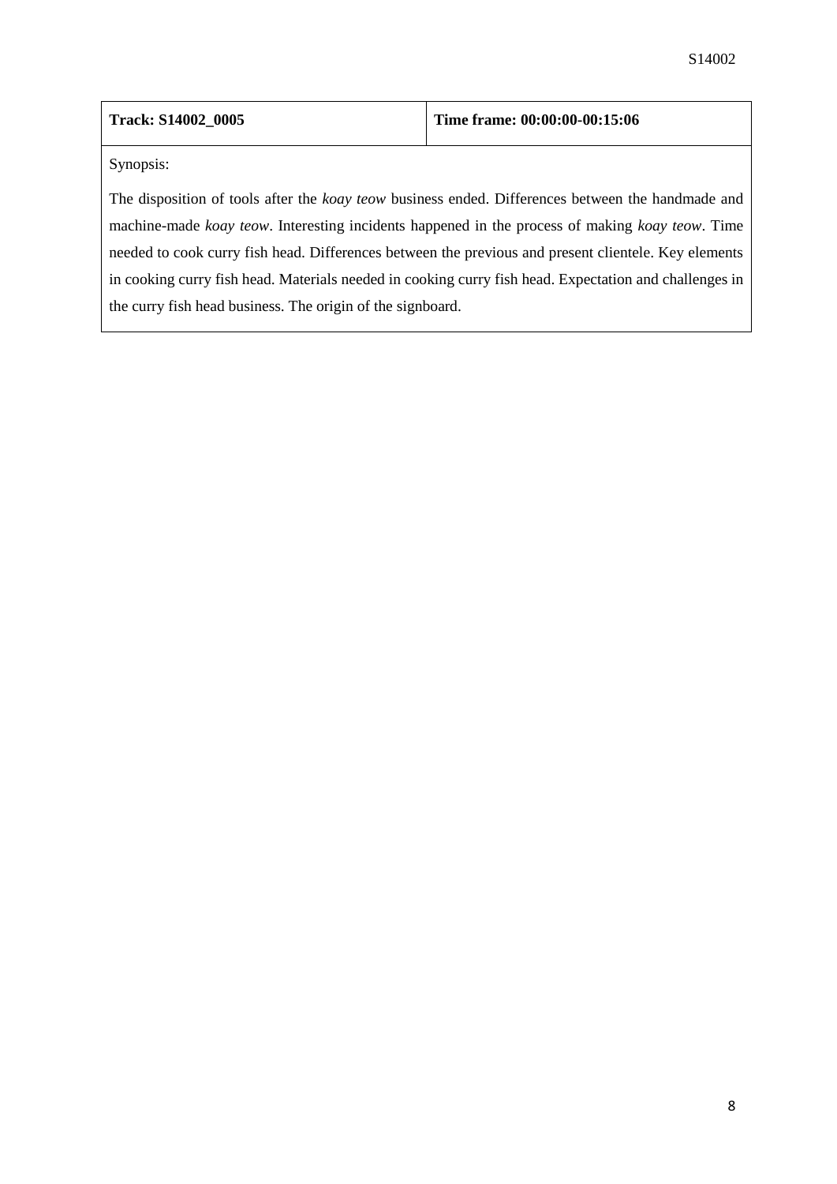| Track: S14002_0005 | Time frame: 00:00:00-00:15:06 |
| --- | --- |

Synopsis:

The disposition of tools after the *koay teow* business ended. Differences between the handmade and machine-made *koay teow*. Interesting incidents happened in the process of making *koay teow*. Time needed to cook curry fish head. Differences between the previous and present clientele. Key elements in cooking curry fish head. Materials needed in cooking curry fish head. Expectation and challenges in the curry fish head business. The origin of the signboard.